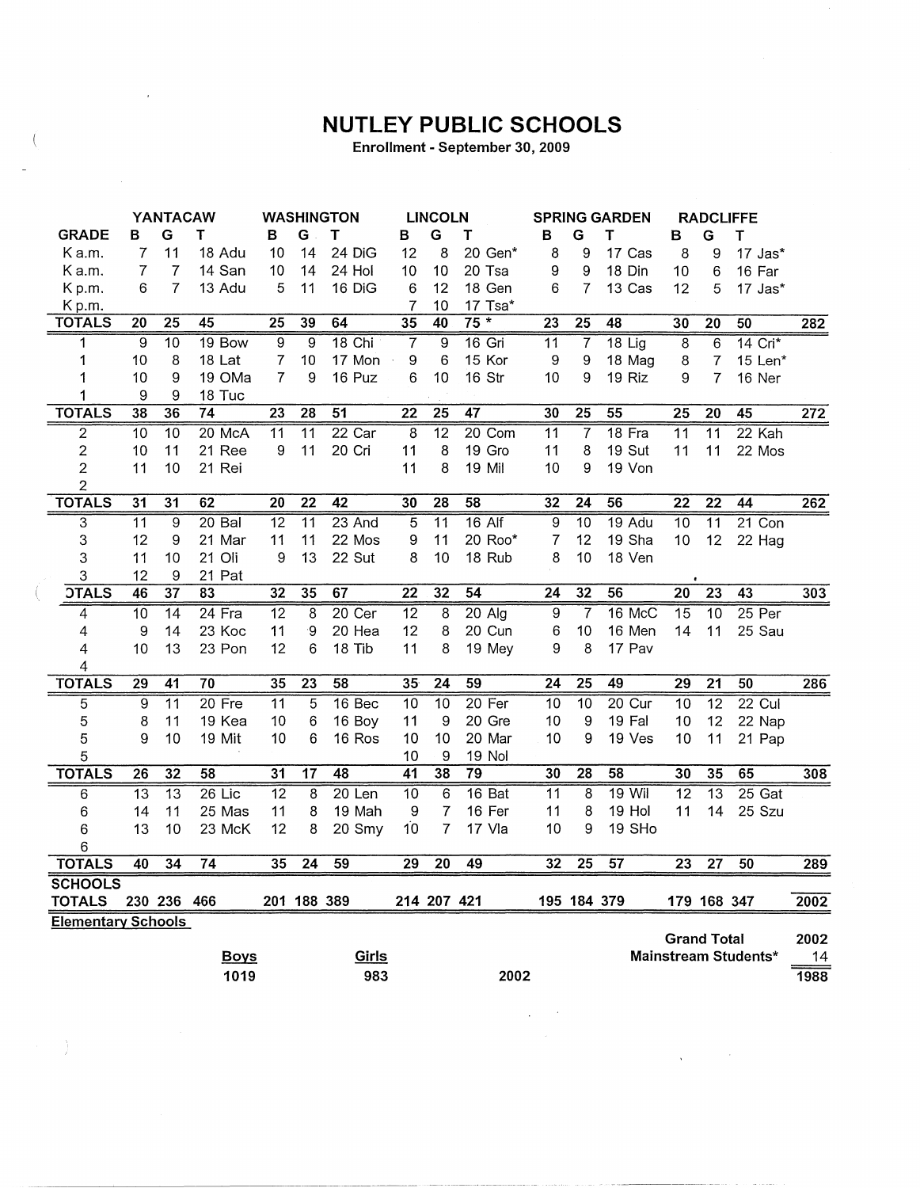# NUTLEY PUBLIC SCHOOLS

**Enrollment - September 30, 2009**

| | YANTACAW | | | | WASHINGTON | | | | LINCOLN | | | | SPRING GARDEN | | | | RADCLIFFE | | | | |
|---|---|---|---|---|---|---|---|---|---|---|---|---|---|---|---|---|---|---|---|---|---|
| GRADE | B | G | T | | B | G | T | | B | G | T | | B | G | T | | B | G | T | | |
| K a.m. | 7 | 11 | 18 | Adu | 10 | 14 | 24 | DiG | 12 | 8 | 20 | Gen* | 8 | 9 | 17 | Cas | 8 | 9 | 17 | Jas* | |
| K a.m. | 7 | 7 | 14 | San | 10 | 14 | 24 | Hol | 10 | 10 | 20 | Tsa | 9 | 9 | 18 | Din | 10 | 6 | 16 | Far | |
| K p.m. | 6 | 7 | 13 | Adu | 5 | 11 | 16 | DiG | 6 | 12 | 18 | Gen | 6 | 7 | 13 | Cas | 12 | 5 | 17 | Jas* | |
| K p.m. | | | | | | | | | 7 | 10 | 17 | Tsa* | | | | | | | | | |
| **TOTALS** | **20** | **25** | **45** | | **25** | **39** | **64** | | **35** | **40** | **75 *** | | **23** | **25** | **48** | | **30** | **20** | **50** | | **282** |
| 1 | 9 | 10 | 19 | Bow | 9 | 9 | 18 | Chi | 7 | 9 | 16 | Gri | 11 | 7 | 18 | Lig | 8 | 6 | 14 | Cri* | |
| 1 | 10 | 8 | 18 | Lat | 7 | 10 | 17 | Mon | 9 | 6 | 15 | Kor | 9 | 9 | 18 | Mag | 8 | 7 | 15 | Len* | |
| 1 | 10 | 9 | 19 | OMa | 7 | 9 | 16 | Puz | 6 | 10 | 16 | Str | 10 | 9 | 19 | Riz | 9 | 7 | 16 | Ner | |
| 1 | 9 | 9 | 18 | Tuc | | | | | | | | | | | | | | | | | |
| **TOTALS** | **38** | **36** | **74** | | **23** | **28** | **51** | | **22** | **25** | **47** | | **30** | **25** | **55** | | **25** | **20** | **45** | | **272** |
| 2 | 10 | 10 | 20 | McA | 11 | 11 | 22 | Car | 8 | 12 | 20 | Com | 11 | 7 | 18 | Fra | 11 | 11 | 22 | Kah | |
| 2 | 10 | 11 | 21 | Ree | 9 | 11 | 20 | Cri | 11 | 8 | 19 | Gro | 11 | 8 | 19 | Sut | 11 | 11 | 22 | Mos | |
| 2 | 11 | 10 | 21 | Rei | | | | | 11 | 8 | 19 | Mil | 10 | 9 | 19 | Von | | | | | |
| 2 | | | | | | | | | | | | | | | | | | | | | |
| **TOTALS** | **31** | **31** | **62** | | **20** | **22** | **42** | | **30** | **28** | **58** | | **32** | **24** | **56** | | **22** | **22** | **44** | | **262** |
| 3 | 11 | 9 | 20 | Bal | 12 | 11 | 23 | And | 5 | 11 | 16 | Alf | 9 | 10 | 19 | Adu | 10 | 11 | 21 | Con | |
| 3 | 12 | 9 | 21 | Mar | 11 | 11 | 22 | Mos | 9 | 11 | 20 | Roo* | 7 | 12 | 19 | Sha | 10 | 12 | 22 | Hag | |
| 3 | 11 | 10 | 21 | Oli | 9 | 13 | 22 | Sut | 8 | 10 | 18 | Rub | 8 | 10 | 18 | Ven | | | | | |
| 3 | 12 | 9 | 21 | Pat | | | | | | | | | | | | | | | | | |
| **TOTALS** | **46** | **37** | **83** | | **32** | **35** | **67** | | **22** | **32** | **54** | | **24** | **32** | **56** | | **20** | **23** | **43** | | **303** |
| 4 | 10 | 14 | 24 | Fra | 12 | 8 | 20 | Cer | 12 | 8 | 20 | Alg | 9 | 7 | 16 | McC | 15 | 10 | 25 | Per | |
| 4 | 9 | 14 | 23 | Koc | 11 | 9 | 20 | Hea | 12 | 8 | 20 | Cun | 6 | 10 | 16 | Men | 14 | 11 | 25 | Sau | |
| 4 | 10 | 13 | 23 | Pon | 12 | 6 | 18 | Tib | 11 | 8 | 19 | Mey | 9 | 8 | 17 | Pav | | | | | |
| 4 | | | | | | | | | | | | | | | | | | | | | |
| **TOTALS** | **29** | **41** | **70** | | **35** | **23** | **58** | | **35** | **24** | **59** | | **24** | **25** | **49** | | **29** | **21** | **50** | | **286** |
| 5 | 9 | 11 | 20 | Fre | 11 | 5 | 16 | Bec | 10 | 10 | 20 | Fer | 10 | 10 | 20 | Cur | 10 | 12 | 22 | Cul | |
| 5 | 8 | 11 | 19 | Kea | 10 | 6 | 16 | Boy | 11 | 9 | 20 | Gre | 10 | 9 | 19 | Fal | 10 | 12 | 22 | Nap | |
| 5 | 9 | 10 | 19 | Mit | 10 | 6 | 16 | Ros | 10 | 10 | 20 | Mar | 10 | 9 | 19 | Ves | 10 | 11 | 21 | Pap | |
| 5 | | | | | | | | | 10 | 9 | 19 | Nol | | | | | | | | | |
| **TOTALS** | **26** | **32** | **58** | | **31** | **17** | **48** | | **41** | **38** | **79** | | **30** | **28** | **58** | | **30** | **35** | **65** | | **308** |
| 6 | 13 | 13 | 26 | Lic | 12 | 8 | 20 | Len | 10 | 6 | 16 | Bat | 11 | 8 | 19 | Wil | 12 | 13 | 25 | Gat | |
| 6 | 14 | 11 | 25 | Mas | 11 | 8 | 19 | Mah | 9 | 7 | 16 | Fer | 11 | 8 | 19 | Hol | 11 | 14 | 25 | Szu | |
| 6 | 13 | 10 | 23 | McK | 12 | 8 | 20 | Smy | 10 | 7 | 17 | Vla | 10 | 9 | 19 | SHo | | | | | |
| 6 | | | | | | | | | | | | | | | | | | | | | |
| **TOTALS** | **40** | **34** | **74** | | **35** | **24** | **59** | | **29** | **20** | **49** | | **32** | **25** | **57** | | **23** | **27** | **50** | | **289** |
| **SCHOOLS TOTALS** | **230** | **236** | **466** | | **201** | **188** | **389** | | **214** | **207** | **421** | | **195** | **184** | **379** | | **179** | **168** | **347** | | **2002** |

**Elementary Schools**

| **Boys** | **Girls** | |
|---|---|---|
| **1019** | **983** | **2002** |

| | |
|---|---|
| **Grand Total** | **2002** |
| **Mainstream Students*** | **14** |
| | **1988** |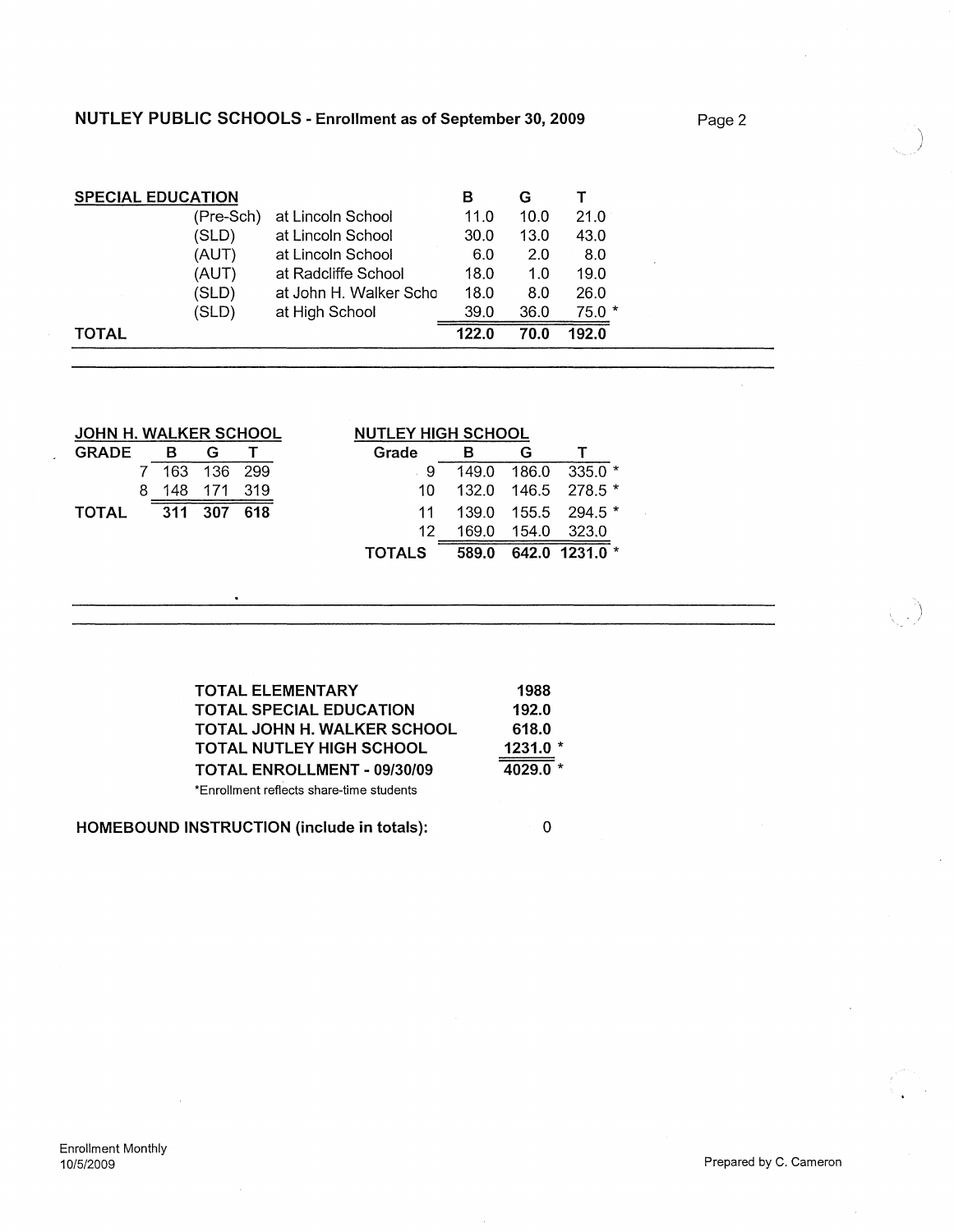## NUTLEY PUBLIC SCHOOLS - Enrollment as of September 30, 2009

| SPECIAL EDUCATION | | | B | G | T |
|---|---|---|---|---|---|
| | (Pre-Sch) | at Lincoln School | 11.0 | 10.0 | 21.0 |
| | (SLD) | at Lincoln School | 30.0 | 13.0 | 43.0 |
| | (AUT) | at Lincoln School | 6.0 | 2.0 | 8.0 |
| | (AUT) | at Radcliffe School | 18.0 | 1.0 | 19.0 |
| | (SLD) | at John H. Walker Scho | 18.0 | 8.0 | 26.0 |
| | (SLD) | at High School | 39.0 | 36.0 | 75.0 * |
| **TOTAL** | | | **122.0** | **70.0** | **192.0** |

**JOHN H. WALKER SCHOOL**

| GRADE | B | G | T |
|---|---|---|---|
| 7 | 163 | 136 | 299 |
| 8 | 148 | 171 | 319 |
| **TOTAL** | **311** | **307** | **618** |

**NUTLEY HIGH SCHOOL**

| Grade | B | G | T |
|---|---|---|---|
| 9 | 149.0 | 186.0 | 335.0 * |
| 10 | 132.0 | 146.5 | 278.5 * |
| 11 | 139.0 | 155.5 | 294.5 * |
| 12 | 169.0 | 154.0 | 323.0 |
| **TOTALS** | **589.0** | **642.0** | **1231.0 *** |

| | |
|---|---|
| **TOTAL ELEMENTARY** | **1988** |
| **TOTAL SPECIAL EDUCATION** | **192.0** |
| **TOTAL JOHN H. WALKER SCHOOL** | **618.0** |
| **TOTAL NUTLEY HIGH SCHOOL** | **1231.0 *** |
| **TOTAL ENROLLMENT - 09/30/09** | **4029.0 *** |

*Enrollment reflects share-time students

**HOMEBOUND INSTRUCTION (include in totals):** 0

Enrollment Monthly
10/5/2009

Prepared by C. Cameron